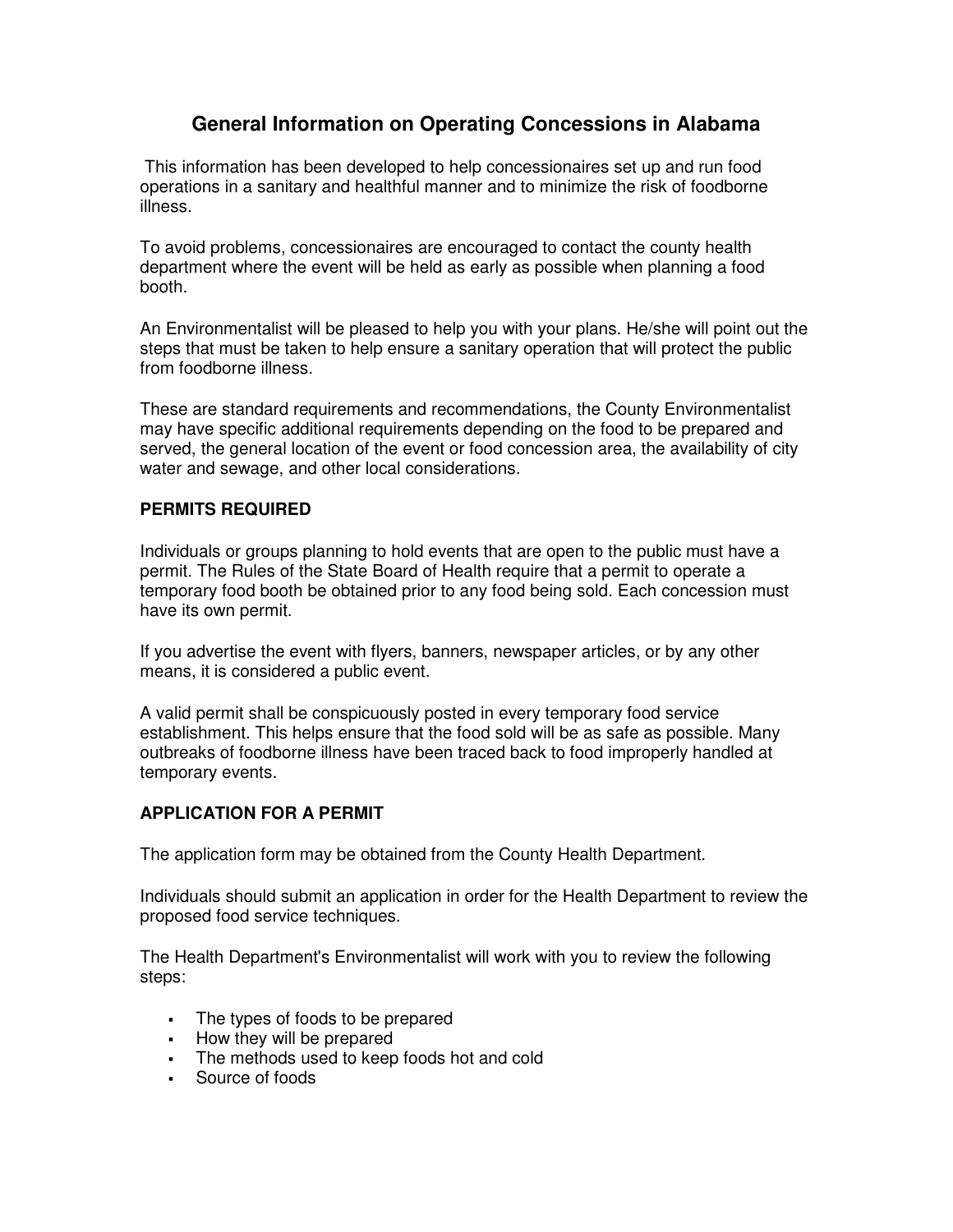# General Information on Operating Concessions in Alabama

This information has been developed to help concessionaires set up and run food operations in a sanitary and healthful manner and to minimize the risk of foodborne illness.

To avoid problems, concessionaires are encouraged to contact the county health department where the event will be held as early as possible when planning a food booth.

An Environmentalist will be pleased to help you with your plans. He/she will point out the steps that must be taken to help ensure a sanitary operation that will protect the public from foodborne illness.

These are standard requirements and recommendations, the County Environmentalist may have specific additional requirements depending on the food to be prepared and served, the general location of the event or food concession area, the availability of city water and sewage, and other local considerations.

## PERMITS REQUIRED

Individuals or groups planning to hold events that are open to the public must have a permit. The Rules of the State Board of Health require that a permit to operate a temporary food booth be obtained prior to any food being sold. Each concession must have its own permit.

If you advertise the event with flyers, banners, newspaper articles, or by any other means, it is considered a public event.

A valid permit shall be conspicuously posted in every temporary food service establishment. This helps ensure that the food sold will be as safe as possible. Many outbreaks of foodborne illness have been traced back to food improperly handled at temporary events.

## APPLICATION FOR A PERMIT

The application form may be obtained from the County Health Department.

Individuals should submit an application in order for the Health Department to review the proposed food service techniques.

The Health Department's Environmentalist will work with you to review the following steps:

- The types of foods to be prepared
- How they will be prepared
- The methods used to keep foods hot and cold
- Source of foods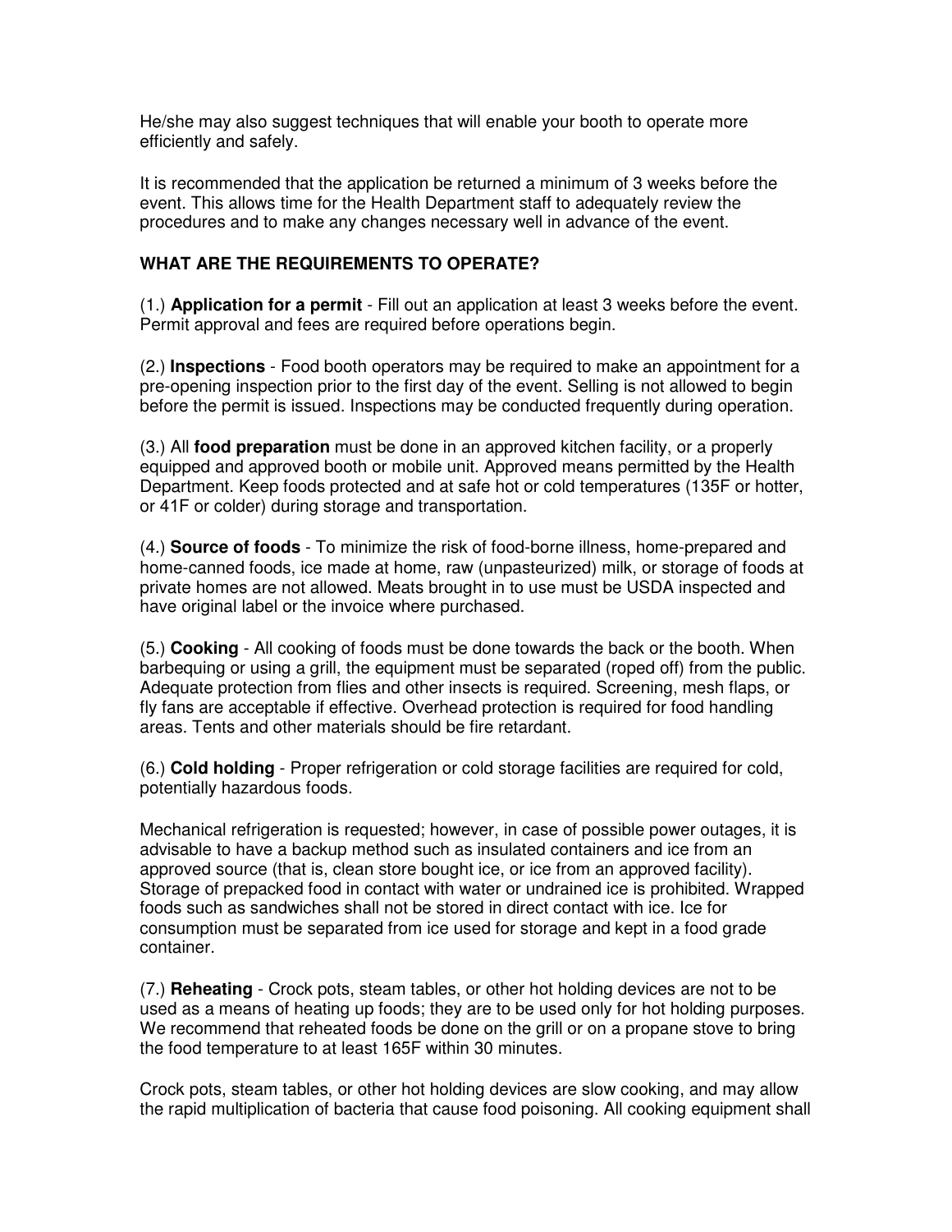He/she may also suggest techniques that will enable your booth to operate more efficiently and safely.

It is recommended that the application be returned a minimum of 3 weeks before the event. This allows time for the Health Department staff to adequately review the procedures and to make any changes necessary well in advance of the event.

**WHAT ARE THE REQUIREMENTS TO OPERATE?**

(1.) **Application for a permit** - Fill out an application at least 3 weeks before the event. Permit approval and fees are required before operations begin.

(2.) **Inspections** - Food booth operators may be required to make an appointment for a pre-opening inspection prior to the first day of the event. Selling is not allowed to begin before the permit is issued. Inspections may be conducted frequently during operation.

(3.) All **food preparation** must be done in an approved kitchen facility, or a properly equipped and approved booth or mobile unit. Approved means permitted by the Health Department. Keep foods protected and at safe hot or cold temperatures (135F or hotter, or 41F or colder) during storage and transportation.

(4.) **Source of foods** - To minimize the risk of food-borne illness, home-prepared and home-canned foods, ice made at home, raw (unpasteurized) milk, or storage of foods at private homes are not allowed. Meats brought in to use must be USDA inspected and have original label or the invoice where purchased.

(5.) **Cooking** - All cooking of foods must be done towards the back or the booth. When barbequing or using a grill, the equipment must be separated (roped off) from the public. Adequate protection from flies and other insects is required. Screening, mesh flaps, or fly fans are acceptable if effective. Overhead protection is required for food handling areas. Tents and other materials should be fire retardant.

(6.) **Cold holding** - Proper refrigeration or cold storage facilities are required for cold, potentially hazardous foods.

Mechanical refrigeration is requested; however, in case of possible power outages, it is advisable to have a backup method such as insulated containers and ice from an approved source (that is, clean store bought ice, or ice from an approved facility). Storage of prepacked food in contact with water or undrained ice is prohibited. Wrapped foods such as sandwiches shall not be stored in direct contact with ice. Ice for consumption must be separated from ice used for storage and kept in a food grade container.

(7.) **Reheating** - Crock pots, steam tables, or other hot holding devices are not to be used as a means of heating up foods; they are to be used only for hot holding purposes. We recommend that reheated foods be done on the grill or on a propane stove to bring the food temperature to at least 165F within 30 minutes.

Crock pots, steam tables, or other hot holding devices are slow cooking, and may allow the rapid multiplication of bacteria that cause food poisoning. All cooking equipment shall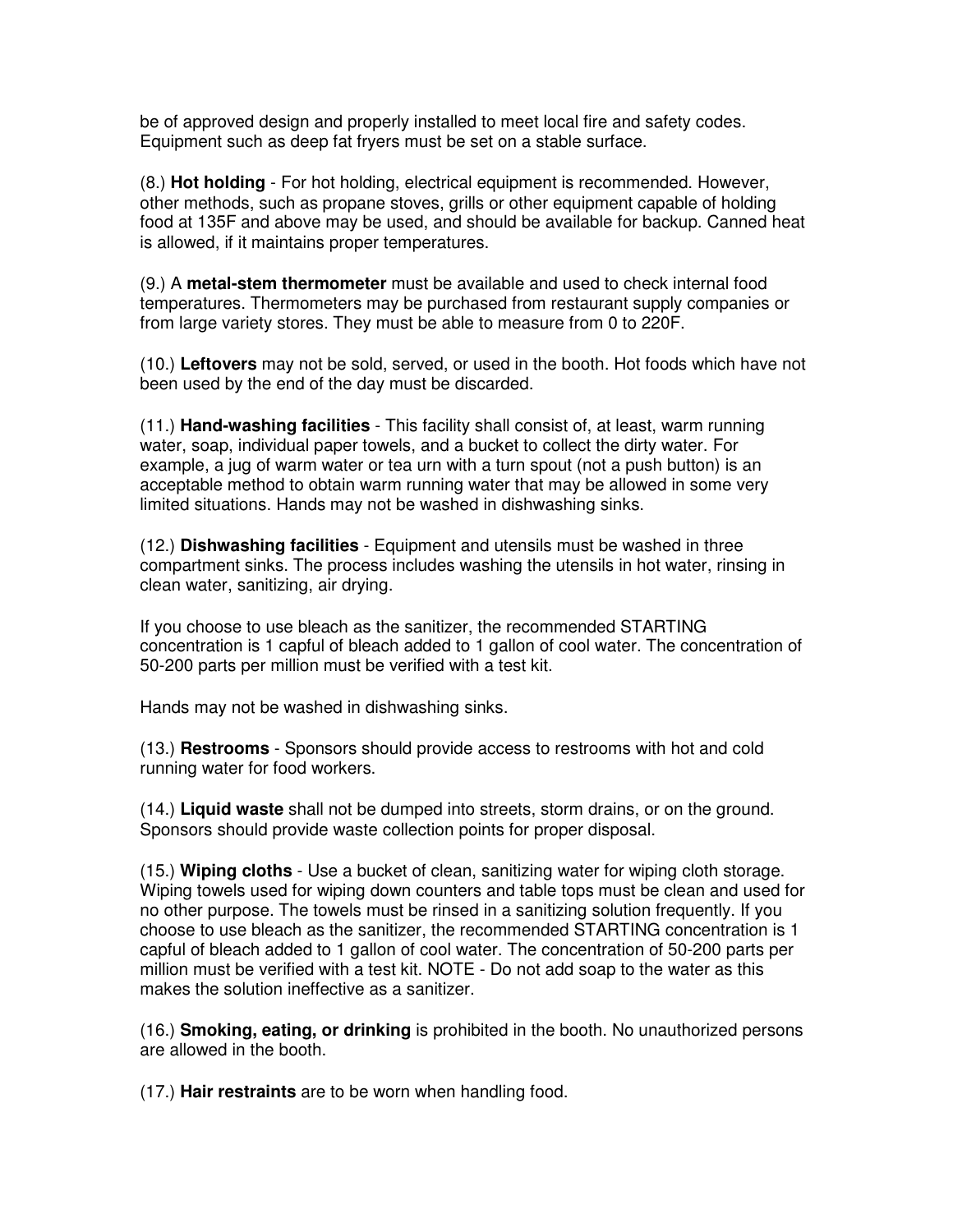be of approved design and properly installed to meet local fire and safety codes. Equipment such as deep fat fryers must be set on a stable surface.

(8.) **Hot holding** - For hot holding, electrical equipment is recommended. However, other methods, such as propane stoves, grills or other equipment capable of holding food at 135F and above may be used, and should be available for backup. Canned heat is allowed, if it maintains proper temperatures.

(9.) A **metal-stem thermometer** must be available and used to check internal food temperatures. Thermometers may be purchased from restaurant supply companies or from large variety stores. They must be able to measure from 0 to 220F.

(10.) **Leftovers** may not be sold, served, or used in the booth. Hot foods which have not been used by the end of the day must be discarded.

(11.) **Hand-washing facilities** - This facility shall consist of, at least, warm running water, soap, individual paper towels, and a bucket to collect the dirty water. For example, a jug of warm water or tea urn with a turn spout (not a push button) is an acceptable method to obtain warm running water that may be allowed in some very limited situations. Hands may not be washed in dishwashing sinks.

(12.) **Dishwashing facilities** - Equipment and utensils must be washed in three compartment sinks. The process includes washing the utensils in hot water, rinsing in clean water, sanitizing, air drying.

If you choose to use bleach as the sanitizer, the recommended STARTING concentration is 1 capful of bleach added to 1 gallon of cool water. The concentration of 50-200 parts per million must be verified with a test kit.

Hands may not be washed in dishwashing sinks.

(13.) **Restrooms** - Sponsors should provide access to restrooms with hot and cold running water for food workers.

(14.) **Liquid waste** shall not be dumped into streets, storm drains, or on the ground. Sponsors should provide waste collection points for proper disposal.

(15.) **Wiping cloths** - Use a bucket of clean, sanitizing water for wiping cloth storage. Wiping towels used for wiping down counters and table tops must be clean and used for no other purpose. The towels must be rinsed in a sanitizing solution frequently. If you choose to use bleach as the sanitizer, the recommended STARTING concentration is 1 capful of bleach added to 1 gallon of cool water. The concentration of 50-200 parts per million must be verified with a test kit. NOTE - Do not add soap to the water as this makes the solution ineffective as a sanitizer.

(16.) **Smoking, eating, or drinking** is prohibited in the booth. No unauthorized persons are allowed in the booth.

(17.) **Hair restraints** are to be worn when handling food.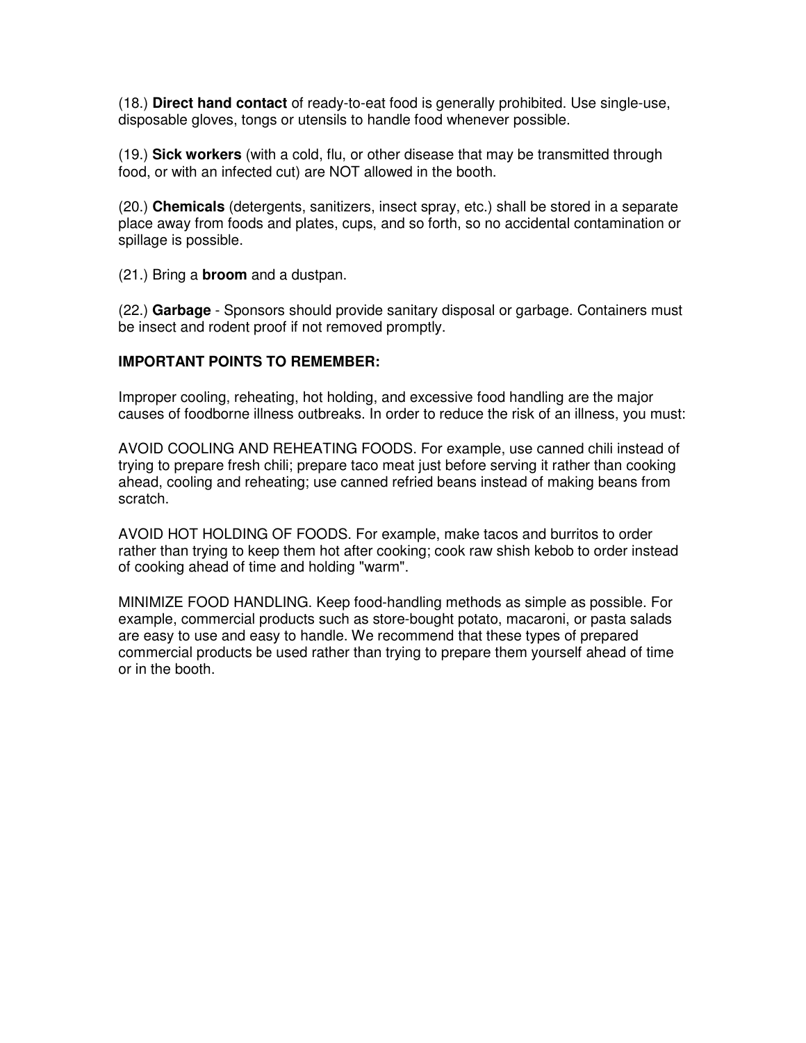(18.) **Direct hand contact** of ready-to-eat food is generally prohibited. Use single-use, disposable gloves, tongs or utensils to handle food whenever possible.

(19.) **Sick workers** (with a cold, flu, or other disease that may be transmitted through food, or with an infected cut) are NOT allowed in the booth.

(20.) **Chemicals** (detergents, sanitizers, insect spray, etc.) shall be stored in a separate place away from foods and plates, cups, and so forth, so no accidental contamination or spillage is possible.

(21.) Bring a **broom** and a dustpan.

(22.) **Garbage** - Sponsors should provide sanitary disposal or garbage. Containers must be insect and rodent proof if not removed promptly.

**IMPORTANT POINTS TO REMEMBER:**

Improper cooling, reheating, hot holding, and excessive food handling are the major causes of foodborne illness outbreaks. In order to reduce the risk of an illness, you must:

AVOID COOLING AND REHEATING FOODS. For example, use canned chili instead of trying to prepare fresh chili; prepare taco meat just before serving it rather than cooking ahead, cooling and reheating; use canned refried beans instead of making beans from scratch.

AVOID HOT HOLDING OF FOODS. For example, make tacos and burritos to order rather than trying to keep them hot after cooking; cook raw shish kebob to order instead of cooking ahead of time and holding "warm".

MINIMIZE FOOD HANDLING. Keep food-handling methods as simple as possible. For example, commercial products such as store-bought potato, macaroni, or pasta salads are easy to use and easy to handle. We recommend that these types of prepared commercial products be used rather than trying to prepare them yourself ahead of time or in the booth.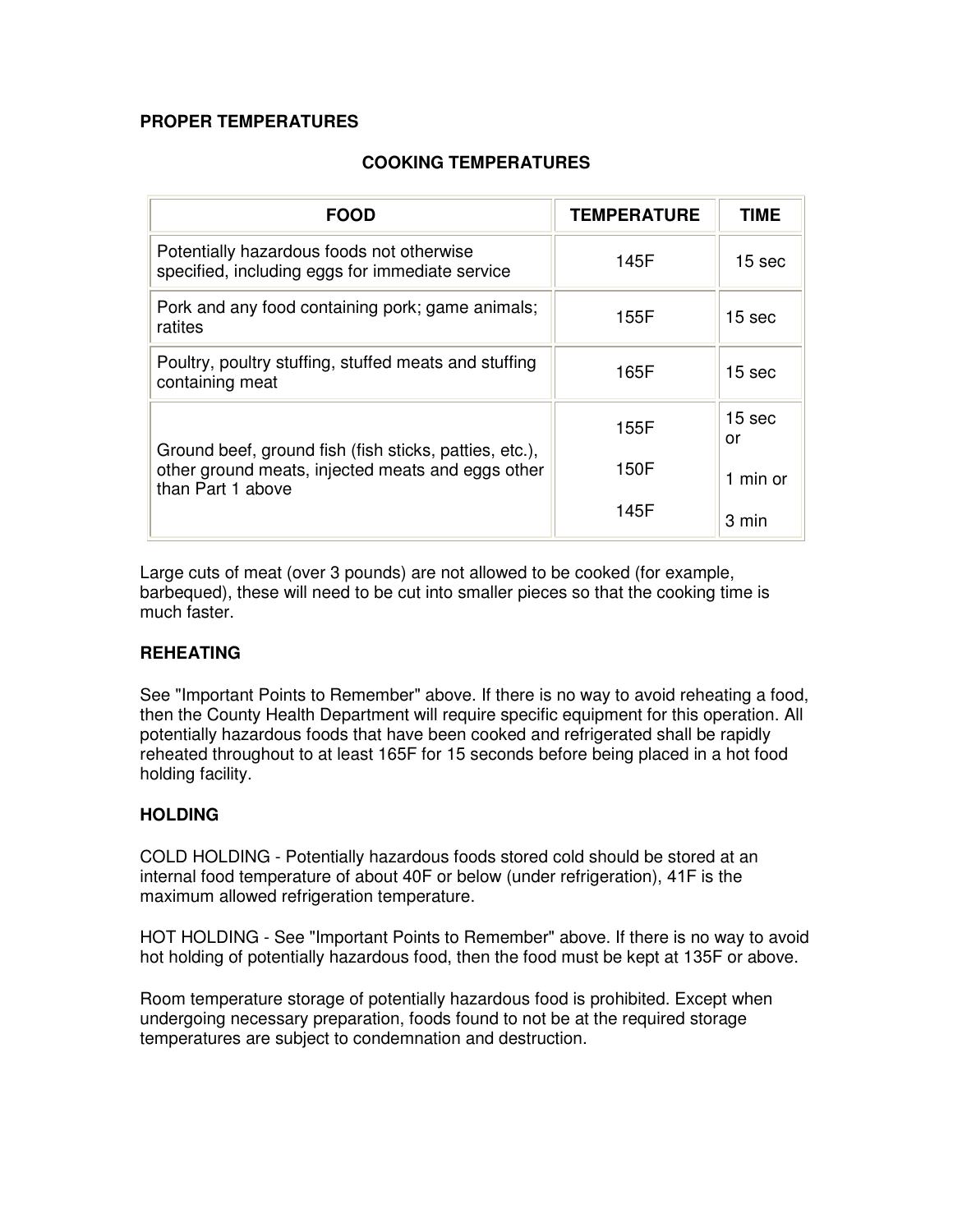**PROPER TEMPERATURES**

**COOKING TEMPERATURES**

| FOOD | TEMPERATURE | TIME |
|---|---|---|
| Potentially hazardous foods not otherwise specified, including eggs for immediate service | 145F | 15 sec |
| Pork and any food containing pork; game animals; ratites | 155F | 15 sec |
| Poultry, poultry stuffing, stuffed meats and stuffing containing meat | 165F | 15 sec |
| Ground beef, ground fish (fish sticks, patties, etc.), other ground meats, injected meats and eggs other than Part 1 above | 155F<br>150F<br>145F | 15 sec or<br>1 min or<br>3 min |

Large cuts of meat (over 3 pounds) are not allowed to be cooked (for example, barbequed), these will need to be cut into smaller pieces so that the cooking time is much faster.

**REHEATING**

See "Important Points to Remember" above. If there is no way to avoid reheating a food, then the County Health Department will require specific equipment for this operation. All potentially hazardous foods that have been cooked and refrigerated shall be rapidly reheated throughout to at least 165F for 15 seconds before being placed in a hot food holding facility.

**HOLDING**

COLD HOLDING - Potentially hazardous foods stored cold should be stored at an internal food temperature of about 40F or below (under refrigeration), 41F is the maximum allowed refrigeration temperature.

HOT HOLDING - See "Important Points to Remember" above. If there is no way to avoid hot holding of potentially hazardous food, then the food must be kept at 135F or above.

Room temperature storage of potentially hazardous food is prohibited. Except when undergoing necessary preparation, foods found to not be at the required storage temperatures are subject to condemnation and destruction.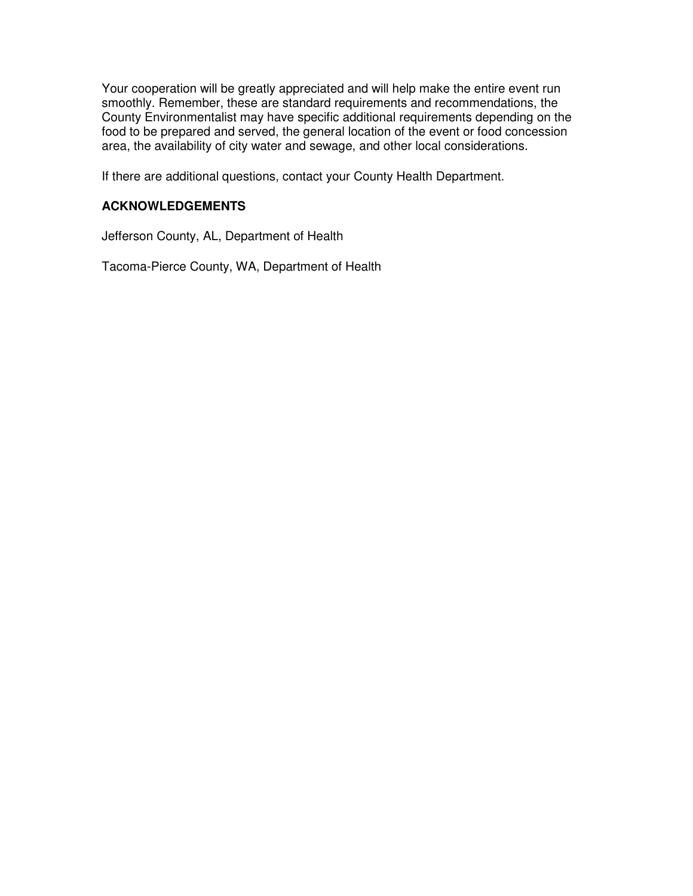Your cooperation will be greatly appreciated and will help make the entire event run smoothly. Remember, these are standard requirements and recommendations, the County Environmentalist may have specific additional requirements depending on the food to be prepared and served, the general location of the event or food concession area, the availability of city water and sewage, and other local considerations.

If there are additional questions, contact your County Health Department.

**ACKNOWLEDGEMENTS**

Jefferson County, AL, Department of Health

Tacoma-Pierce County, WA, Department of Health